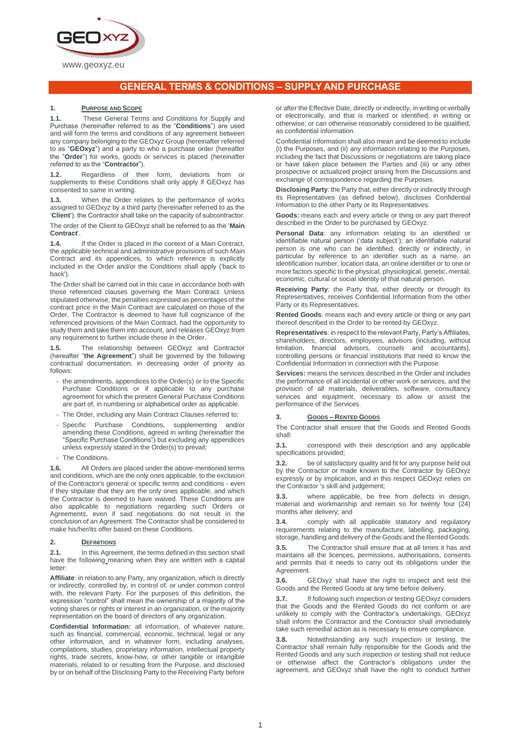GEOXYZ

www.geoxyz.eu

# GENERAL TERMS & CONDITIONS – SUPPLY AND PURCHASE

## 1. PURPOSE AND SCOPE

**1.1.** These General Terms and Conditions for Supply and Purchase (hereinafter referred to as the "**Conditions**") are used and will form the terms and conditions of any agreement between any company belonging to the GEOxyz Group (hereinafter referred to as "**GEOxyz**") and a party to who a purchase order (hereafter the "**Order**") for works, goods or services is placed (hereinafter referred to as the "**Contractor**").

**1.2.** Regardless of their form, deviations from or supplements to these Conditions shall only apply if GEOxyz has consented to same in writing.

**1.3.** When the Order relates to the performance of works assigned to GEOxyz by a third party (hereinafter referred to as the '**Client**'), the Contractor shall take on the capacity of subcontractor.

The order of the Client to GEOxyz shall be referred to as the '**Main Contract**'.

**1.4.** If the Order is placed in the context of a Main Contract, the applicable technical and administrative provisions of such Main Contract and its appendices, to which reference is explicitly included in the Order and/or the Conditions shall apply ('back to back').

The Order shall be carried out in this case in accordance both with those referenced clauses governing the Main Contract. Unless stipulated otherwise, the penalties expressed as percentages of the contract price in the Main Contract are calculated on those of the Order. The Contractor is deemed to have full cognizance of the referenced provisions of the Main Contract, had the opportunity to study them and take them into account, and releases GEOxyz from any requirement to further include these in the Order.

**1.5.** The relationship between GEOxyz and Contractor (hereafter "**the Agreement**") shall be governed by the following contractual documentation, in decreasing order of priority as follows:

- the amendments, appendices to the Order(s) or to the Specific Purchase Conditions or if applicable to any purchase agreement for which the present General Purchase Conditions are part of, in numbering or alphabetical order as applicable.
- The Order, including any Main Contract Clauses referred to;
- Specific Purchase Conditions, supplementing and/or amending these Conditions, agreed in writing (hereinafter the "Specific Purchase Conditions") but excluding any appendices unless expressly stated in the Order(s) to prevail;
- The Conditions.

**1.6.** All Orders are placed under the above-mentioned terms and conditions, which are the only ones applicable, to the exclusion of the Contractor's general or specific terms and conditions - even if they stipulate that they are the only ones applicable, and which the Contractor is deemed to have waived. These Conditions are also applicable to negotiations regarding such Orders or Agreements, even if said negotiations do not result in the conclusion of an Agreement. The Contractor shall be considered to make his/her/its offer based on these Conditions.

## 2. DEFINITIONS

**2.1.** In this Agreement, the terms defined in this section shall have the following meaning when they are written with a capital letter:

**Affiliate**: in relation to any Party, any organization, which is directly or indirectly, controlled by, in control of, or under common control with, the relevant Party. For the purposes of this definition, the expression "control" shall mean the ownership of a majority of the voting shares or rights or interest in an organization, or the majority representation on the board of directors of any organization.

**Confidential Information:** all information, of whatever nature, such as financial, commercial, economic, technical, legal or any other information, and in whatever form, including analyses, compilations, studies, proprietary information, intellectual property rights, trade secrets, know-how, or other tangible or intangible materials, related to or resulting from the Purpose, and disclosed by or on behalf of the Disclosing Party to the Receiving Party before or after the Effective Date, directly or indirectly, in writing or verbally or electronically, and that is marked or identified, in writing or otherwise, or can otherwise reasonably considered to be qualified, as confidential information.

Confidential Information shall also mean and be deemed to include (i) the Purposes, and (ii) any information relating to the Purposes, including the fact that Discussions or negotiations are taking place or have taken place between the Parties and (iii) or any other prospective or actualized project arising from the Discussions and exchange of correspondence regarding the Purposes.

**Disclosing Party**: the Party that, either directly or indirectly through its Representatives (as defined below), discloses Confidential Information to the other Party or its Representatives.

**Goods:** means each and every article or thing or any part thereof described in the Order to be purchased by GEOxyz.

**Personal Data**: any information relating to an identified or identifiable natural person ('data subject'); an identifiable natural person is one who can be identified, directly or indirectly, in particular by reference to an identifier such as a name, an identification number, location data, an online identifier or to one or more factors specific to the physical, physiological, genetic, mental, economic, cultural or social identity of that natural person.

**Receiving Party**: the Party that, either directly or through its Representatives, receives Confidential Information from the other Party or its Representatives.

**Rented Goods**: means each and every article or thing or any part thereof described in the Order to be rented by GEOxyz.

**Representatives**: in respect to the relevant Party, Party's Affiliates, shareholders, directors, employees, advisors (including, without limitation, financial advisors, counsels and accountants), controlling persons or financial institutions that need to know the Confidential Information in connection with the Purpose.

**Services:** means the services described in the Order and includes the performance of all incidental or other work or services, and the provision of all materials, deliverables, software, consultancy services and equipment, necessary to allow or assist the performance of the Services.

## 3. GOODS – RENTED GOODS

The Contractor shall ensure that the Goods and Rented Goods shall:

**3.1.** correspond with their description and any applicable specifications provided;

**3.2.** be of satisfactory quality and fit for any purpose held out by the Contractor or made known to the Contractor by GEOxyz expressly or by implication, and in this respect GEOxyz relies on the Contractor 's skill and judgement;

**3.3.** where applicable, be free from defects in design, material and workmanship and remain so for twenty four (24) months after delivery; and

**3.4.** comply with all applicable statutory and regulatory requirements relating to the manufacture, labelling, packaging, storage, handling and delivery of the Goods and the Rented Goods.

**3.5.** The Contractor shall ensure that at all times it has and maintains all the licences, permissions, authorisations, consents and permits that it needs to carry out its obligations under the Agreement.

**3.6.** GEOxyz shall have the right to inspect and test the Goods and the Rented Goods at any time before delivery.

**3.7.** If following such inspection or testing GEOxyz considers that the Goods and the Rented Goods do not conform or are unlikely to comply with the Contractor's undertakings, GEOxyz shall inform the Contractor and the Contractor shall immediately take such remedial action as is necessary to ensure compliance.

**3.8.** Notwithstanding any such inspection or testing, the Contractor shall remain fully responsible for the Goods and the Rented Goods and any such inspection or testing shall not reduce or otherwise affect the Contractor's obligations under the agreement, and GEOxyz shall have the right to conduct further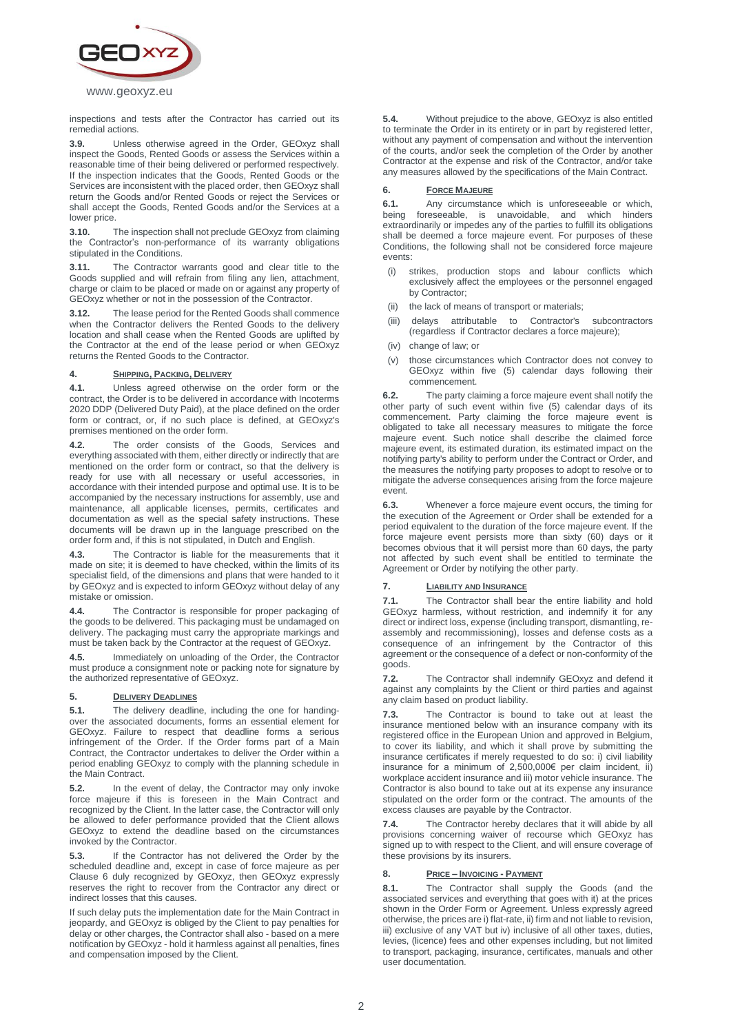inspections and tests after the Contractor has carried out its remedial actions.

**3.9.** Unless otherwise agreed in the Order, GEOxyz shall inspect the Goods, Rented Goods or assess the Services within a reasonable time of their being delivered or performed respectively. If the inspection indicates that the Goods, Rented Goods or the Services are inconsistent with the placed order, then GEOxyz shall return the Goods and/or Rented Goods or reject the Services or shall accept the Goods, Rented Goods and/or the Services at a lower price.

**3.10.** The inspection shall not preclude GEOxyz from claiming the Contractor's non-performance of its warranty obligations stipulated in the Conditions.

**3.11.** The Contractor warrants good and clear title to the Goods supplied and will refrain from filing any lien, attachment, charge or claim to be placed or made on or against any property of GEOxyz whether or not in the possession of the Contractor.

**3.12.** The lease period for the Rented Goods shall commence when the Contractor delivers the Rented Goods to the delivery location and shall cease when the Rented Goods are uplifted by the Contractor at the end of the lease period or when GEOxyz returns the Rented Goods to the Contractor.

## 4. SHIPPING, PACKING, DELIVERY

**4.1.** Unless agreed otherwise on the order form or the contract, the Order is to be delivered in accordance with Incoterms 2020 DDP (Delivered Duty Paid), at the place defined on the order form or contract, or, if no such place is defined, at GEOxyz's premises mentioned on the order form.

**4.2.** The order consists of the Goods, Services and everything associated with them, either directly or indirectly that are mentioned on the order form or contract, so that the delivery is ready for use with all necessary or useful accessories, in accordance with their intended purpose and optimal use. It is to be accompanied by the necessary instructions for assembly, use and maintenance, all applicable licenses, permits, certificates and documentation as well as the special safety instructions. These documents will be drawn up in the language prescribed on the order form and, if this is not stipulated, in Dutch and English.

**4.3.** The Contractor is liable for the measurements that it made on site; it is deemed to have checked, within the limits of its specialist field, of the dimensions and plans that were handed to it by GEOxyz and is expected to inform GEOxyz without delay of any mistake or omission.

**4.4.** The Contractor is responsible for proper packaging of the goods to be delivered. This packaging must be undamaged on delivery. The packaging must carry the appropriate markings and must be taken back by the Contractor at the request of GEOxyz.

**4.5.** Immediately on unloading of the Order, the Contractor must produce a consignment note or packing note for signature by the authorized representative of GEOxyz.

## 5. DELIVERY DEADLINES

**5.1.** The delivery deadline, including the one for handing-over the associated documents, forms an essential element for GEOxyz. Failure to respect that deadline forms a serious infringement of the Order. If the Order forms part of a Main Contract, the Contractor undertakes to deliver the Order within a period enabling GEOxyz to comply with the planning schedule in the Main Contract.

**5.2.** In the event of delay, the Contractor may only invoke force majeure if this is foreseen in the Main Contract and recognized by the Client. In the latter case, the Contractor will only be allowed to defer performance provided that the Client allows GEOxyz to extend the deadline based on the circumstances invoked by the Contractor.

**5.3.** If the Contractor has not delivered the Order by the scheduled deadline and, except in case of force majeure as per Clause 6 duly recognized by GEOxyz, then GEOxyz expressly reserves the right to recover from the Contractor any direct or indirect losses that this causes.

If such delay puts the implementation date for the Main Contract in jeopardy, and GEOxyz is obliged by the Client to pay penalties for delay or other charges, the Contractor shall also - based on a mere notification by GEOxyz - hold it harmless against all penalties, fines and compensation imposed by the Client.

**5.4.** Without prejudice to the above, GEOxyz is also entitled to terminate the Order in its entirety or in part by registered letter, without any payment of compensation and without the intervention of the courts, and/or seek the completion of the Order by another Contractor at the expense and risk of the Contractor, and/or take any measures allowed by the specifications of the Main Contract.

## 6. FORCE MAJEURE

**6.1.** Any circumstance which is unforeseeable or which, being foreseeable, is unavoidable, and which hinders extraordinarily or impedes any of the parties to fulfill its obligations shall be deemed a force majeure event. For purposes of these Conditions, the following shall not be considered force majeure events:

- (i) strikes, production stops and labour conflicts which exclusively affect the employees or the personnel engaged by Contractor;
- (ii) the lack of means of transport or materials;
- (iii) delays attributable to Contractor's subcontractors (regardless if Contractor declares a force majeure);
- (iv) change of law; or
- (v) those circumstances which Contractor does not convey to GEOxyz within five (5) calendar days following their commencement.

**6.2.** The party claiming a force majeure event shall notify the other party of such event within five (5) calendar days of its commencement. Party claiming the force majeure event is obligated to take all necessary measures to mitigate the force majeure event. Such notice shall describe the claimed force majeure event, its estimated duration, its estimated impact on the notifying party's ability to perform under the Contract or Order, and the measures the notifying party proposes to adopt to resolve or to mitigate the adverse consequences arising from the force majeure event.

**6.3.** Whenever a force majeure event occurs, the timing for the execution of the Agreement or Order shall be extended for a period equivalent to the duration of the force majeure event. If the force majeure event persists more than sixty (60) days or it becomes obvious that it will persist more than 60 days, the party not affected by such event shall be entitled to terminate the Agreement or Order by notifying the other party.

## 7. LIABILITY AND INSURANCE

**7.1.** The Contractor shall bear the entire liability and hold GEOxyz harmless, without restriction, and indemnify it for any direct or indirect loss, expense (including transport, dismantling, re-assembly and recommissioning), losses and defense costs as a consequence of an infringement by the Contractor of this agreement or the consequence of a defect or non-conformity of the goods.

**7.2.** The Contractor shall indemnify GEOxyz and defend it against any complaints by the Client or third parties and against any claim based on product liability.

**7.3.** The Contractor is bound to take out at least the insurance mentioned below with an insurance company with its registered office in the European Union and approved in Belgium, to cover its liability, and which it shall prove by submitting the insurance certificates if merely requested to do so: i) civil liability insurance for a minimum of 2,500,000€ per claim incident, ii) workplace accident insurance and iii) motor vehicle insurance. The Contractor is also bound to take out at its expense any insurance stipulated on the order form or the contract. The amounts of the excess clauses are payable by the Contractor.

**7.4.** The Contractor hereby declares that it will abide by all provisions concerning waiver of recourse which GEOxyz has signed up to with respect to the Client, and will ensure coverage of these provisions by its insurers.

## 8. PRICE – INVOICING - PAYMENT

**8.1.** The Contractor shall supply the Goods (and the associated services and everything that goes with it) at the prices shown in the Order Form or Agreement. Unless expressly agreed otherwise, the prices are i) flat-rate, ii) firm and not liable to revision, iii) exclusive of any VAT but iv) inclusive of all other taxes, duties, levies, (licence) fees and other expenses including, but not limited to transport, packaging, insurance, certificates, manuals and other user documentation.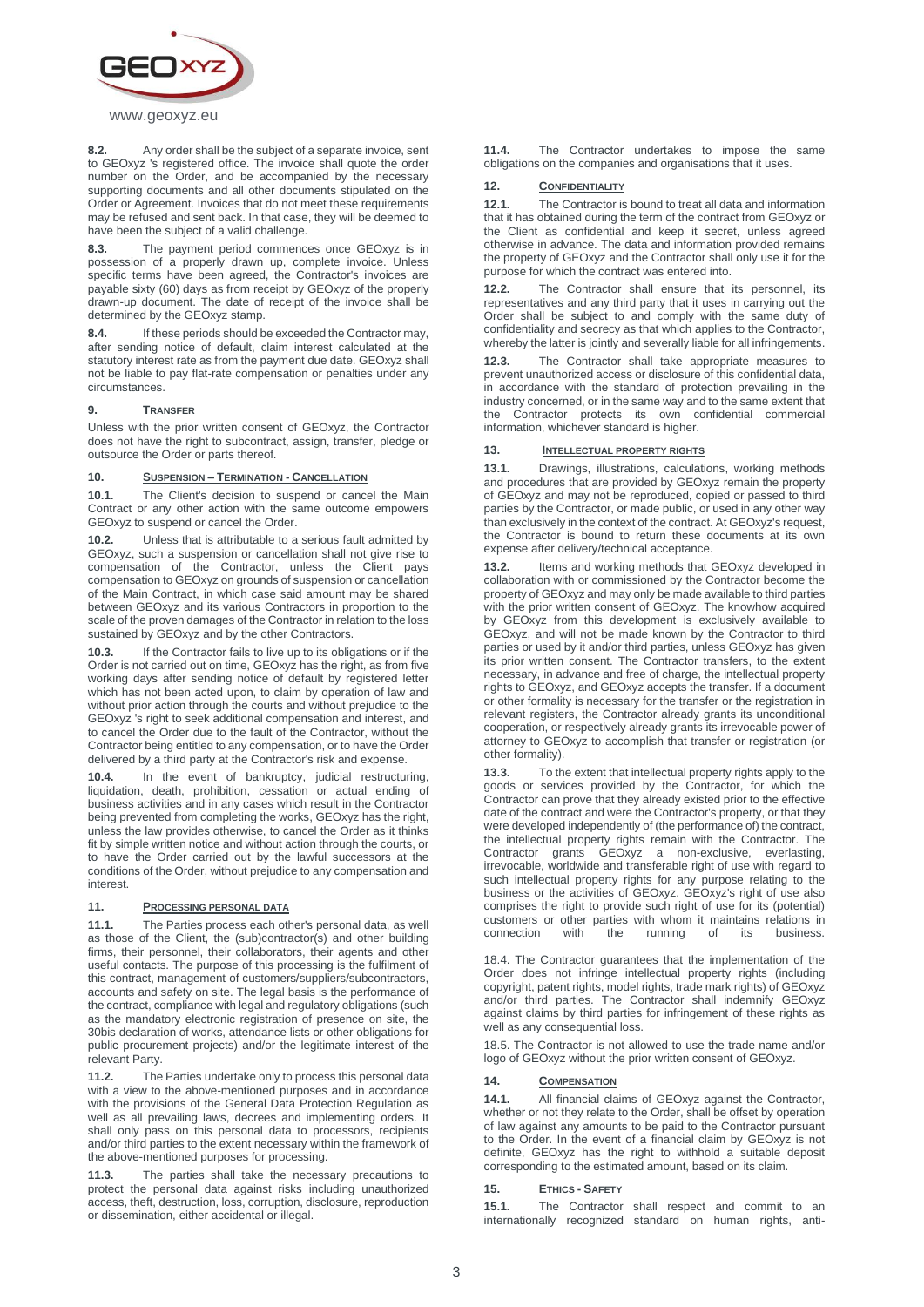**8.2.** Any order shall be the subject of a separate invoice, sent to GEOxyz 's registered office. The invoice shall quote the order number on the Order, and be accompanied by the necessary supporting documents and all other documents stipulated on the Order or Agreement. Invoices that do not meet these requirements may be refused and sent back. In that case, they will be deemed to have been the subject of a valid challenge.

**8.3.** The payment period commences once GEOxyz is in possession of a properly drawn up, complete invoice. Unless specific terms have been agreed, the Contractor's invoices are payable sixty (60) days as from receipt by GEOxyz of the properly drawn-up document. The date of receipt of the invoice shall be determined by the GEOxyz stamp.

**8.4.** If these periods should be exceeded the Contractor may, after sending notice of default, claim interest calculated at the statutory interest rate as from the payment due date. GEOxyz shall not be liable to pay flat-rate compensation or penalties under any circumstances.

## 9. TRANSFER

Unless with the prior written consent of GEOxyz, the Contractor does not have the right to subcontract, assign, transfer, pledge or outsource the Order or parts thereof.

## 10. SUSPENSION – TERMINATION - CANCELLATION

**10.1.** The Client's decision to suspend or cancel the Main Contract or any other action with the same outcome empowers GEOxyz to suspend or cancel the Order.

**10.2.** Unless that is attributable to a serious fault admitted by GEOxyz, such a suspension or cancellation shall not give rise to compensation of the Contractor, unless the Client pays compensation to GEOxyz on grounds of suspension or cancellation of the Main Contract, in which case said amount may be shared between GEOxyz and its various Contractors in proportion to the scale of the proven damages of the Contractor in relation to the loss sustained by GEOxyz and by the other Contractors.

**10.3.** If the Contractor fails to live up to its obligations or if the Order is not carried out on time, GEOxyz has the right, as from five working days after sending notice of default by registered letter which has not been acted upon, to claim by operation of law and without prior action through the courts and without prejudice to the GEOxyz 's right to seek additional compensation and interest, and to cancel the Order due to the fault of the Contractor, without the Contractor being entitled to any compensation, or to have the Order delivered by a third party at the Contractor's risk and expense.

**10.4.** In the event of bankruptcy, judicial restructuring, liquidation, death, prohibition, cessation or actual ending of business activities and in any cases which result in the Contractor being prevented from completing the works, GEOxyz has the right, unless the law provides otherwise, to cancel the Order as it thinks fit by simple written notice and without action through the courts, or to have the Order carried out by the lawful successors at the conditions of the Order, without prejudice to any compensation and interest.

## 11. PROCESSING PERSONAL DATA

**11.1.** The Parties process each other's personal data, as well as those of the Client, the (sub)contractor(s) and other building firms, their personnel, their collaborators, their agents and other useful contacts. The purpose of this processing is the fulfilment of this contract, management of customers/suppliers/subcontractors, accounts and safety on site. The legal basis is the performance of the contract, compliance with legal and regulatory obligations (such as the mandatory electronic registration of presence on site, the 30bis declaration of works, attendance lists or other obligations for public procurement projects) and/or the legitimate interest of the relevant Party.

**11.2.** The Parties undertake only to process this personal data with a view to the above-mentioned purposes and in accordance with the provisions of the General Data Protection Regulation as well as all prevailing laws, decrees and implementing orders. It shall only pass on this personal data to processors, recipients and/or third parties to the extent necessary within the framework of the above-mentioned purposes for processing.

**11.3.** The parties shall take the necessary precautions to protect the personal data against risks including unauthorized access, theft, destruction, loss, corruption, disclosure, reproduction or dissemination, either accidental or illegal.

**11.4.** The Contractor undertakes to impose the same obligations on the companies and organisations that it uses.

## 12. CONFIDENTIALITY

**12.1.** The Contractor is bound to treat all data and information that it has obtained during the term of the contract from GEOxyz or the Client as confidential and keep it secret, unless agreed otherwise in advance. The data and information provided remains the property of GEOxyz and the Contractor shall only use it for the purpose for which the contract was entered into.

**12.2.** The Contractor shall ensure that its personnel, its representatives and any third party that it uses in carrying out the Order shall be subject to and comply with the same duty of confidentiality and secrecy as that which applies to the Contractor, whereby the latter is jointly and severally liable for all infringements.

**12.3.** The Contractor shall take appropriate measures to prevent unauthorized access or disclosure of this confidential data, in accordance with the standard of protection prevailing in the industry concerned, or in the same way and to the same extent that the Contractor protects its own confidential commercial information, whichever standard is higher.

## 13. INTELLECTUAL PROPERTY RIGHTS

**13.1.** Drawings, illustrations, calculations, working methods and procedures that are provided by GEOxyz remain the property of GEOxyz and may not be reproduced, copied or passed to third parties by the Contractor, or made public, or used in any other way than exclusively in the context of the contract. At GEOxyz's request, the Contractor is bound to return these documents at its own expense after delivery/technical acceptance.

**13.2.** Items and working methods that GEOxyz developed in collaboration with or commissioned by the Contractor become the property of GEOxyz and may only be made available to third parties with the prior written consent of GEOxyz. The knowhow acquired by GEOxyz from this development is exclusively available to GEOxyz, and will not be made known by the Contractor to third parties or used by it and/or third parties, unless GEOxyz has given its prior written consent. The Contractor transfers, to the extent necessary, in advance and free of charge, the intellectual property rights to GEOxyz, and GEOxyz accepts the transfer. If a document or other formality is necessary for the transfer or the registration in relevant registers, the Contractor already grants its unconditional cooperation, or respectively already grants its irrevocable power of attorney to GEOxyz to accomplish that transfer or registration (or other formality).

**13.3.** To the extent that intellectual property rights apply to the goods or services provided by the Contractor, for which the Contractor can prove that they already existed prior to the effective date of the contract and were the Contractor's property, or that they were developed independently of (the performance of) the contract, the intellectual property rights remain with the Contractor. The Contractor grants GEOxyz a non-exclusive, everlasting, irrevocable, worldwide and transferable right of use with regard to such intellectual property rights for any purpose relating to the business or the activities of GEOxyz. GEOxyz's right of use also comprises the right to provide such right of use for its (potential) customers or other parties with whom it maintains relations in connection with the running of its business.

18.4. The Contractor guarantees that the implementation of the Order does not infringe intellectual property rights (including copyright, patent rights, model rights, trade mark rights) of GEOxyz and/or third parties. The Contractor shall indemnify GEOxyz against claims by third parties for infringement of these rights as well as any consequential loss.

18.5. The Contractor is not allowed to use the trade name and/or logo of GEOxyz without the prior written consent of GEOxyz.

## 14. COMPENSATION

**14.1.** All financial claims of GEOxyz against the Contractor, whether or not they relate to the Order, shall be offset by operation of law against any amounts to be paid to the Contractor pursuant to the Order. In the event of a financial claim by GEOxyz is not definite, GEOxyz has the right to withhold a suitable deposit corresponding to the estimated amount, based on its claim.

## 15. ETHICS - SAFETY

**15.1.** The Contractor shall respect and commit to an internationally recognized standard on human rights, anti-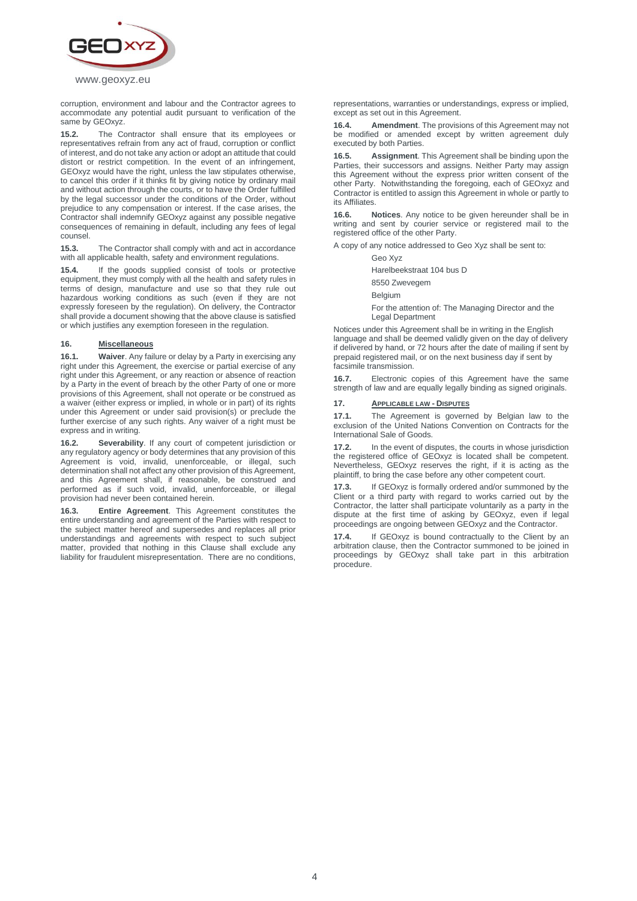corruption, environment and labour and the Contractor agrees to accommodate any potential audit pursuant to verification of the same by GEOxyz.

**15.2.** The Contractor shall ensure that its employees or representatives refrain from any act of fraud, corruption or conflict of interest, and do not take any action or adopt an attitude that could distort or restrict competition. In the event of an infringement, GEOxyz would have the right, unless the law stipulates otherwise, to cancel this order if it thinks fit by giving notice by ordinary mail and without action through the courts, or to have the Order fulfilled by the legal successor under the conditions of the Order, without prejudice to any compensation or interest. If the case arises, the Contractor shall indemnify GEOxyz against any possible negative consequences of remaining in default, including any fees of legal counsel.

**15.3.** The Contractor shall comply with and act in accordance with all applicable health, safety and environment regulations.

**15.4.** If the goods supplied consist of tools or protective equipment, they must comply with all the health and safety rules in terms of design, manufacture and use so that they rule out hazardous working conditions as such (even if they are not expressly foreseen by the regulation). On delivery, the Contractor shall provide a document showing that the above clause is satisfied or which justifies any exemption foreseen in the regulation.

## 16. Miscellaneous

**16.1. Waiver**. Any failure or delay by a Party in exercising any right under this Agreement, the exercise or partial exercise of any right under this Agreement, or any reaction or absence of reaction by a Party in the event of breach by the other Party of one or more provisions of this Agreement, shall not operate or be construed as a waiver (either express or implied, in whole or in part) of its rights under this Agreement or under said provision(s) or preclude the further exercise of any such rights. Any waiver of a right must be express and in writing.

**16.2. Severability**. If any court of competent jurisdiction or any regulatory agency or body determines that any provision of this Agreement is void, invalid, unenforceable, or illegal, such determination shall not affect any other provision of this Agreement, and this Agreement shall, if reasonable, be construed and performed as if such void, invalid, unenforceable, or illegal provision had never been contained herein.

**16.3. Entire Agreement**. This Agreement constitutes the entire understanding and agreement of the Parties with respect to the subject matter hereof and supersedes and replaces all prior understandings and agreements with respect to such subject matter, provided that nothing in this Clause shall exclude any liability for fraudulent misrepresentation. There are no conditions, representations, warranties or understandings, express or implied, except as set out in this Agreement.

**16.4. Amendment**. The provisions of this Agreement may not be modified or amended except by written agreement duly executed by both Parties.

**16.5. Assignment**. This Agreement shall be binding upon the Parties, their successors and assigns. Neither Party may assign this Agreement without the express prior written consent of the other Party. Notwithstanding the foregoing, each of GEOxyz and Contractor is entitled to assign this Agreement in whole or partly to its Affiliates.

**16.6. Notices**. Any notice to be given hereunder shall be in writing and sent by courier service or registered mail to the registered office of the other Party.

A copy of any notice addressed to Geo Xyz shall be sent to:

Geo Xyz

Harelbeekstraat 104 bus D

8550 Zwevegem

Belgium

For the attention of: The Managing Director and the Legal Department

Notices under this Agreement shall be in writing in the English language and shall be deemed validly given on the day of delivery if delivered by hand, or 72 hours after the date of mailing if sent by prepaid registered mail, or on the next business day if sent by facsimile transmission.

**16.7.** Electronic copies of this Agreement have the same strength of law and are equally legally binding as signed originals.

## 17. Applicable Law - Disputes

**17.1.** The Agreement is governed by Belgian law to the exclusion of the United Nations Convention on Contracts for the International Sale of Goods.

**17.2.** In the event of disputes, the courts in whose jurisdiction the registered office of GEOxyz is located shall be competent. Nevertheless, GEOxyz reserves the right, if it is acting as the plaintiff, to bring the case before any other competent court.

**17.3.** If GEOxyz is formally ordered and/or summoned by the Client or a third party with regard to works carried out by the Contractor, the latter shall participate voluntarily as a party in the dispute at the first time of asking by GEOxyz, even if legal proceedings are ongoing between GEOxyz and the Contractor.

**17.4.** If GEOxyz is bound contractually to the Client by an arbitration clause, then the Contractor summoned to be joined in proceedings by GEOxyz shall take part in this arbitration procedure.